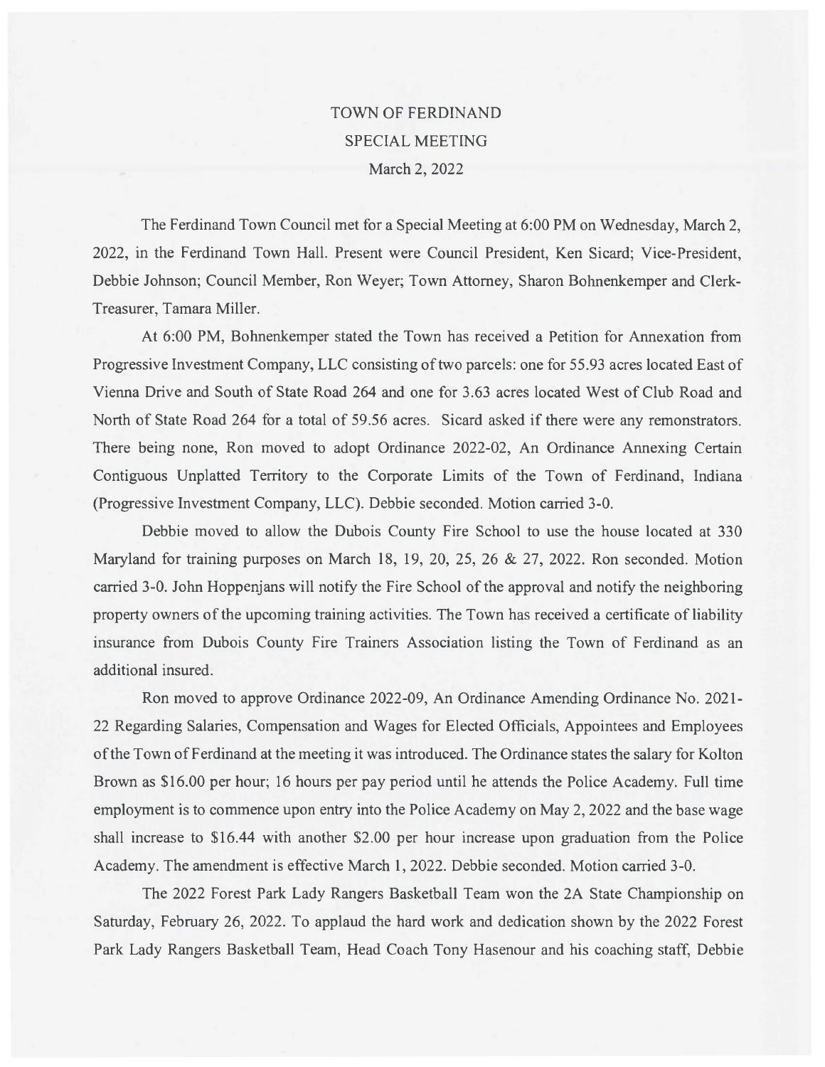# TOWN OF FERDINAND
## SPECIAL MEETING
### March 2, 2022

The Ferdinand Town Council met for a Special Meeting at 6:00 PM on Wednesday, March 2, 2022, in the Ferdinand Town Hall. Present were Council President, Ken Sicard; Vice-President, Debbie Johnson; Council Member, Ron Weyer; Town Attorney, Sharon Bohnenkemper and Clerk-Treasurer, Tamara Miller.

At 6:00 PM, Bohnenkemper stated the Town has received a Petition for Annexation from Progressive Investment Company, LLC consisting of two parcels: one for 55.93 acres located East of Vienna Drive and South of State Road 264 and one for 3.63 acres located West of Club Road and North of State Road 264 for a total of 59.56 acres. Sicard asked if there were any remonstrators. There being none, Ron moved to adopt Ordinance 2022-02, An Ordinance Annexing Certain Contiguous Unplatted Territory to the Corporate Limits of the Town of Ferdinand, Indiana (Progressive Investment Company, LLC). Debbie seconded. Motion carried 3-0.

Debbie moved to allow the Dubois County Fire School to use the house located at 330 Maryland for training purposes on March 18, 19, 20, 25, 26 & 27, 2022. Ron seconded. Motion carried 3-0. John Hoppenjans will notify the Fire School of the approval and notify the neighboring property owners of the upcoming training activities. The Town has received a certificate of liability insurance from Dubois County Fire Trainers Association listing the Town of Ferdinand as an additional insured.

Ron moved to approve Ordinance 2022-09, An Ordinance Amending Ordinance No. 2021-22 Regarding Salaries, Compensation and Wages for Elected Officials, Appointees and Employees of the Town of Ferdinand at the meeting it was introduced. The Ordinance states the salary for Kolton Brown as $16.00 per hour; 16 hours per pay period until he attends the Police Academy. Full time employment is to commence upon entry into the Police Academy on May 2, 2022 and the base wage shall increase to $16.44 with another $2.00 per hour increase upon graduation from the Police Academy. The amendment is effective March 1, 2022. Debbie seconded. Motion carried 3-0.

The 2022 Forest Park Lady Rangers Basketball Team won the 2A State Championship on Saturday, February 26, 2022. To applaud the hard work and dedication shown by the 2022 Forest Park Lady Rangers Basketball Team, Head Coach Tony Hasenour and his coaching staff, Debbie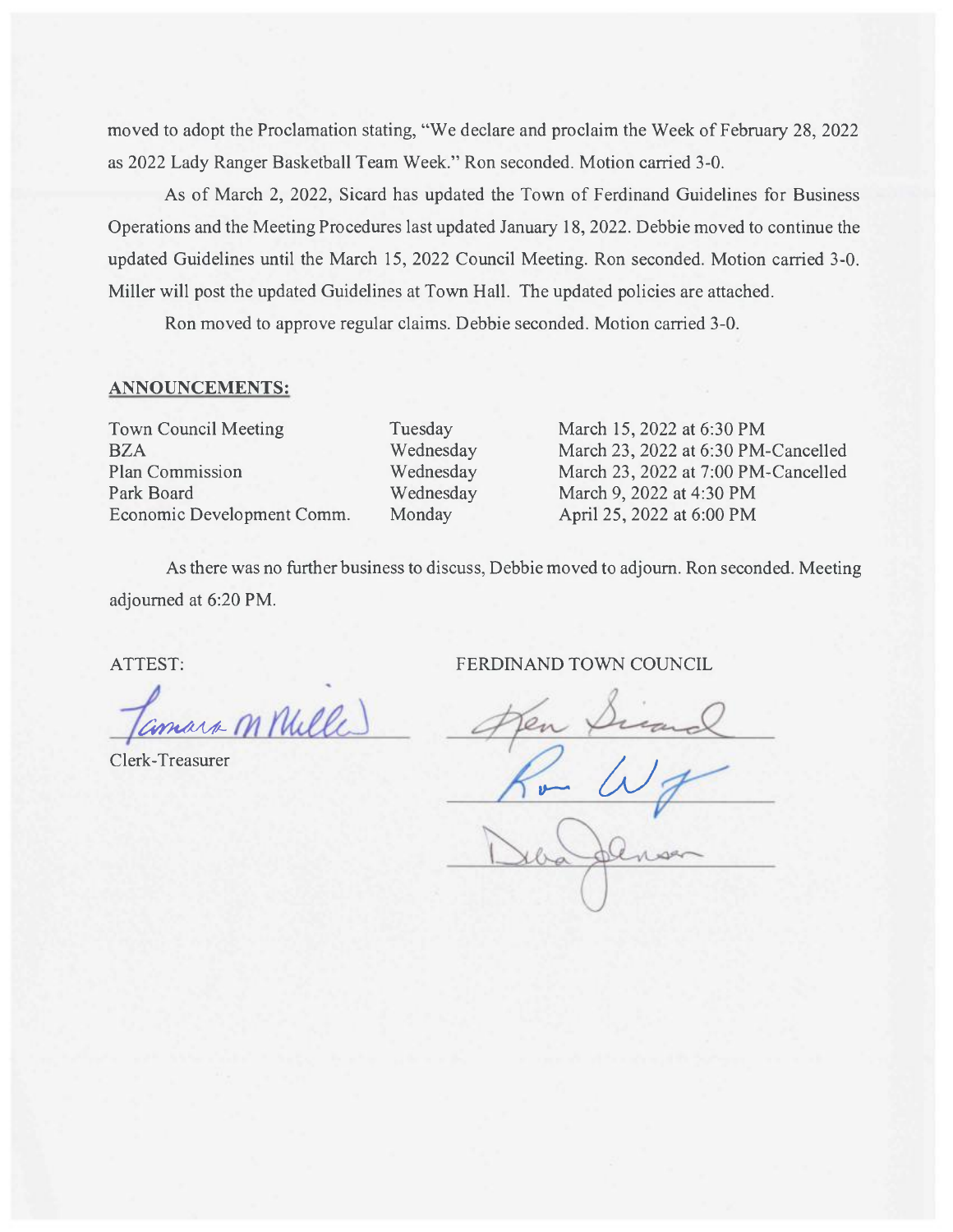moved to adopt the Proclamation stating, "We declare and proclaim the Week of February 28, 2022 as 2022 Lady Ranger Basketball Team Week." Ron seconded. Motion carried 3-0.

As of March 2, 2022, Sicard has updated the Town of Ferdinand Guidelines for Business Operations and the Meeting Procedures last updated January 18, 2022. Debbie moved to continue the updated Guidelines until the March 15, 2022 Council Meeting. Ron seconded. Motion carried 3-0. Miller will post the updated Guidelines at Town Hall. The updated policies are attached.

Ron moved to approve regular claims. Debbie seconded. Motion carried 3-0.

**ANNOUNCEMENTS:**

| | | |
|---|---|---|
| Town Council Meeting | Tuesday | March 15, 2022 at 6:30 PM |
| BZA | Wednesday | March 23, 2022 at 6:30 PM-Cancelled |
| Plan Commission | Wednesday | March 23, 2022 at 7:00 PM-Cancelled |
| Park Board | Wednesday | March 9, 2022 at 4:30 PM |
| Economic Development Comm. | Monday | April 25, 2022 at 6:00 PM |

As there was no further business to discuss, Debbie moved to adjourn. Ron seconded. Meeting adjourned at 6:20 PM.

ATTEST:

Tamara M Miller

Clerk-Treasurer

FERDINAND TOWN COUNCIL

Ken Sicard

Ron W

Deb Johnson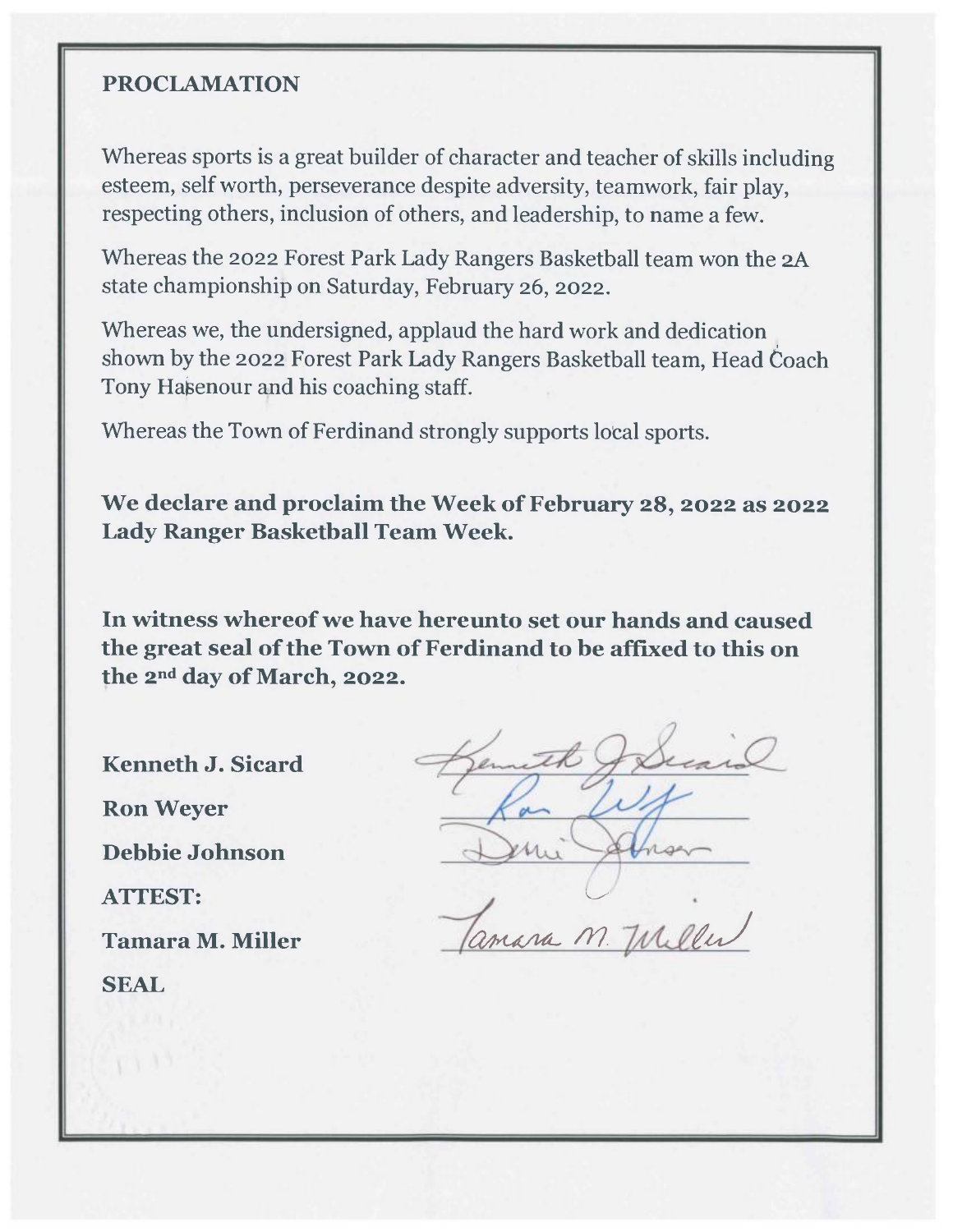# PROCLAMATION

Whereas sports is a great builder of character and teacher of skills including esteem, self worth, perseverance despite adversity, teamwork, fair play, respecting others, inclusion of others, and leadership, to name a few.

Whereas the 2022 Forest Park Lady Rangers Basketball team won the 2A state championship on Saturday, February 26, 2022.

Whereas we, the undersigned, applaud the hard work and dedication shown by the 2022 Forest Park Lady Rangers Basketball team, Head Coach Tony Hasenour and his coaching staff.

Whereas the Town of Ferdinand strongly supports local sports.

**We declare and proclaim the Week of February 28, 2022 as 2022 Lady Ranger Basketball Team Week.**

**In witness whereof we have hereunto set our hands and caused the great seal of the Town of Ferdinand to be affixed to this on the 2nd day of March, 2022.**

**Kenneth J. Sicard** _Kenneth J Sicard_

**Ron Weyer** _Ron Weyer_

**Debbie Johnson** _Debbie Johnson_

**ATTEST:**

**Tamara M. Miller** _Tamara M. Miller_

**SEAL**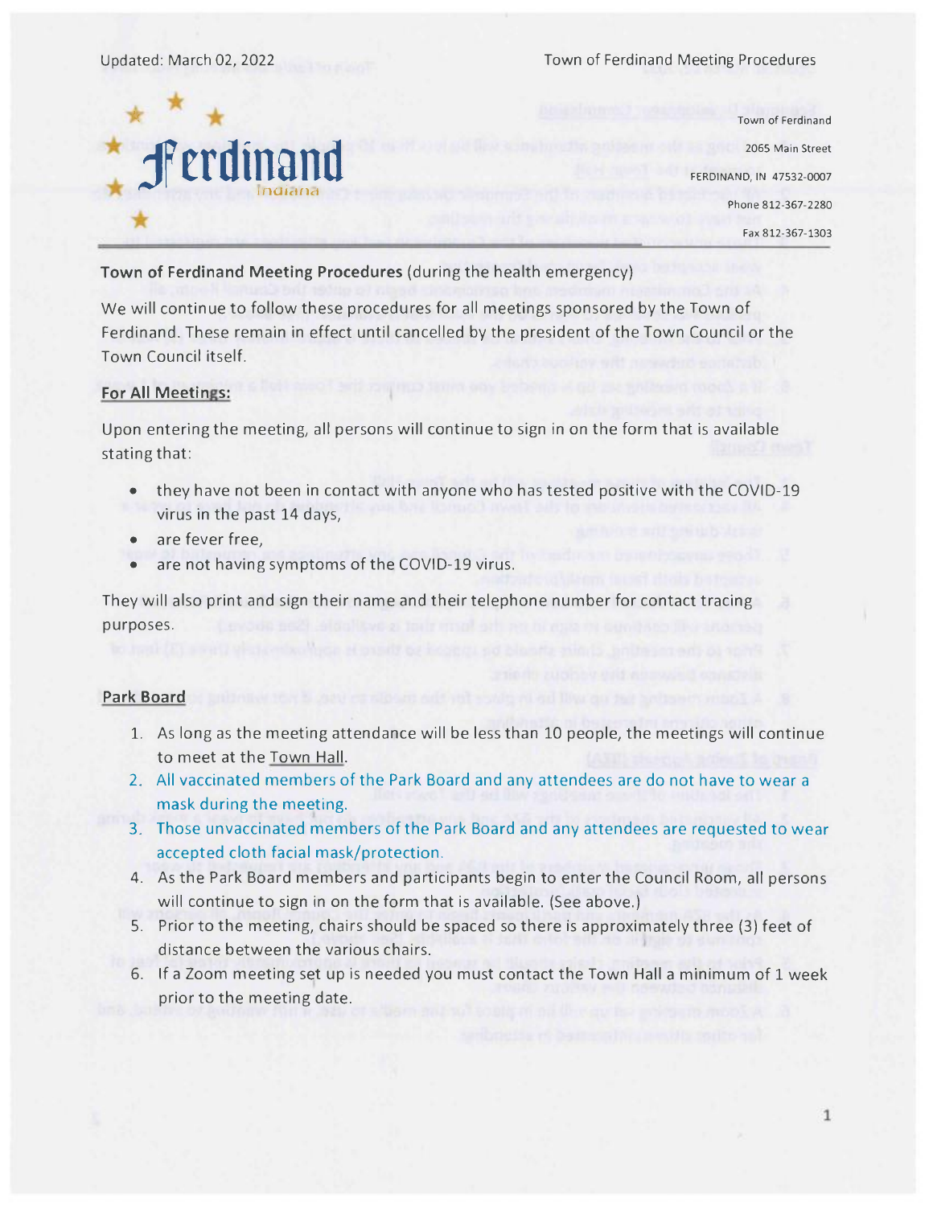Town of Ferdinand
2065 Main Street
FERDINAND, IN 47532-0007
Phone 812-367-2280
Fax 812-367-1303

**Town of Ferdinand Meeting Procedures** (during the health emergency)

We will continue to follow these procedures for all meetings sponsored by the Town of Ferdinand. These remain in effect until cancelled by the president of the Town Council or the Town Council itself.

**For All Meetings:**

Upon entering the meeting, all persons will continue to sign in on the form that is available stating that:

- they have not been in contact with anyone who has tested positive with the COVID-19 virus in the past 14 days,
- are fever free,
- are not having symptoms of the COVID-19 virus.

They will also print and sign their name and their telephone number for contact tracing purposes.

**Park Board**

1. As long as the meeting attendance will be less than 10 people, the meetings will continue to meet at the Town Hall.
2. All vaccinated members of the Park Board and any attendees are do not have to wear a mask during the meeting.
3. Those unvaccinated members of the Park Board and any attendees are requested to wear accepted cloth facial mask/protection.
4. As the Park Board members and participants begin to enter the Council Room, all persons will continue to sign in on the form that is available. (See above.)
5. Prior to the meeting, chairs should be spaced so there is approximately three (3) feet of distance between the various chairs.
6. If a Zoom meeting set up is needed you must contact the Town Hall a minimum of 1 week prior to the meeting date.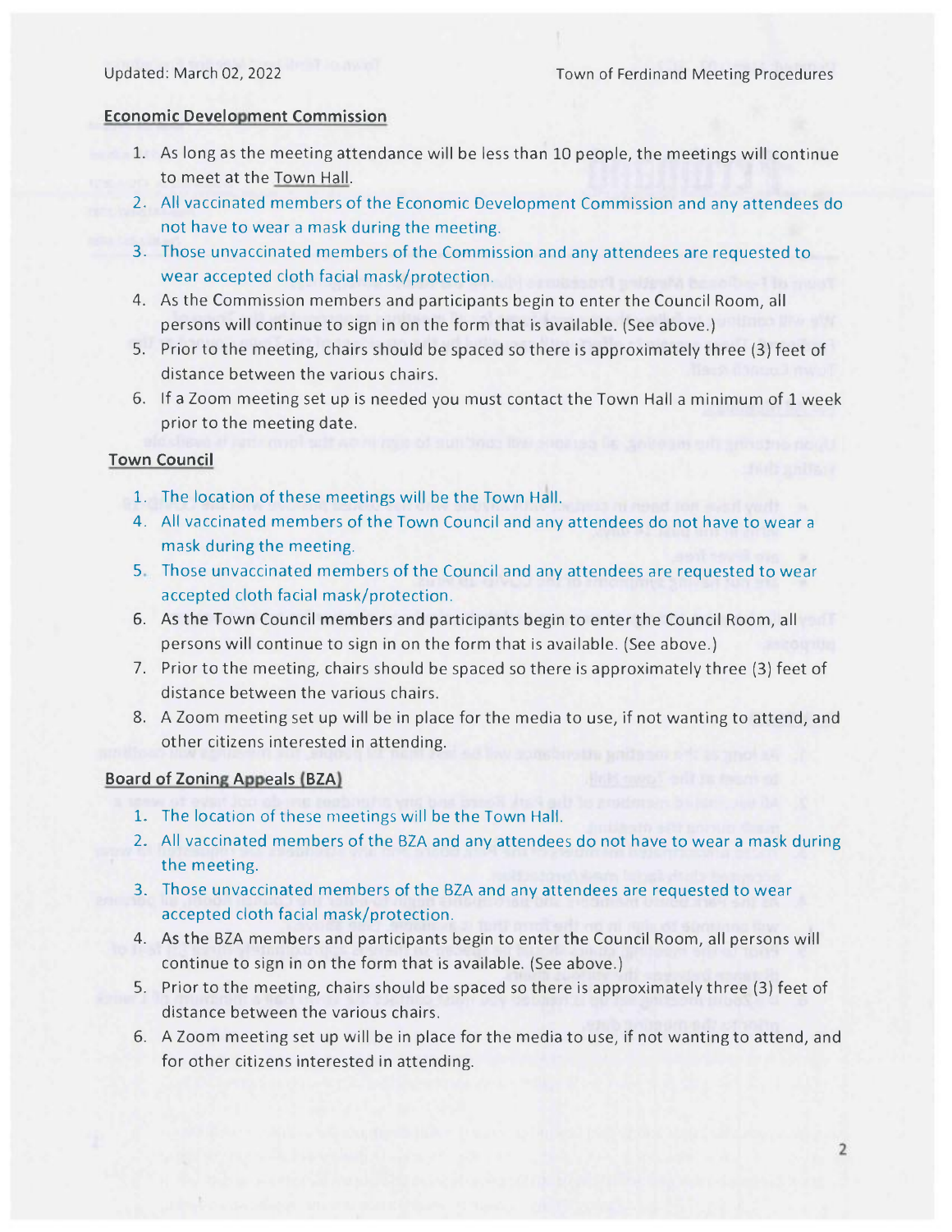## Economic Development Commission

1. As long as the meeting attendance will be less than 10 people, the meetings will continue to meet at the Town Hall.
2. All vaccinated members of the Economic Development Commission and any attendees do not have to wear a mask during the meeting.
3. Those unvaccinated members of the Commission and any attendees are requested to wear accepted cloth facial mask/protection.
4. As the Commission members and participants begin to enter the Council Room, all persons will continue to sign in on the form that is available. (See above.)
5. Prior to the meeting, chairs should be spaced so there is approximately three (3) feet of distance between the various chairs.
6. If a Zoom meeting set up is needed you must contact the Town Hall a minimum of 1 week prior to the meeting date.

## Town Council

1. The location of these meetings will be the Town Hall.
4. All vaccinated members of the Town Council and any attendees do not have to wear a mask during the meeting.
5. Those unvaccinated members of the Council and any attendees are requested to wear accepted cloth facial mask/protection.
6. As the Town Council members and participants begin to enter the Council Room, all persons will continue to sign in on the form that is available. (See above.)
7. Prior to the meeting, chairs should be spaced so there is approximately three (3) feet of distance between the various chairs.
8. A Zoom meeting set up will be in place for the media to use, if not wanting to attend, and other citizens interested in attending.

## Board of Zoning Appeals (BZA)

1. The location of these meetings will be the Town Hall.
2. All vaccinated members of the BZA and any attendees do not have to wear a mask during the meeting.
3. Those unvaccinated members of the BZA and any attendees are requested to wear accepted cloth facial mask/protection.
4. As the BZA members and participants begin to enter the Council Room, all persons will continue to sign in on the form that is available. (See above.)
5. Prior to the meeting, chairs should be spaced so there is approximately three (3) feet of distance between the various chairs.
6. A Zoom meeting set up will be in place for the media to use, if not wanting to attend, and for other citizens interested in attending.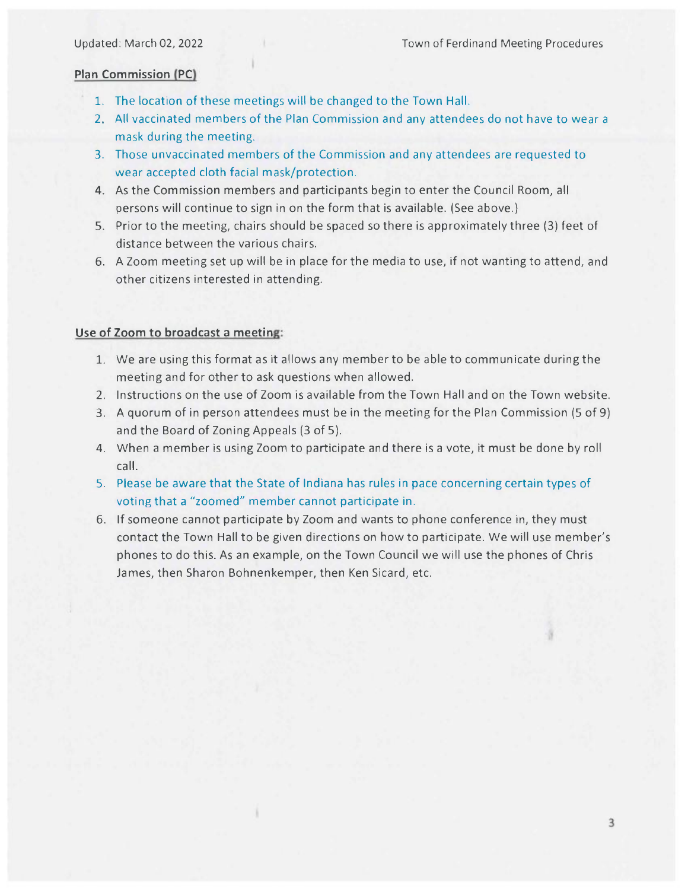**Plan Commission (PC)**

1. The location of these meetings will be changed to the Town Hall.
2. All vaccinated members of the Plan Commission and any attendees do not have to wear a mask during the meeting.
3. Those unvaccinated members of the Commission and any attendees are requested to wear accepted cloth facial mask/protection.
4. As the Commission members and participants begin to enter the Council Room, all persons will continue to sign in on the form that is available. (See above.)
5. Prior to the meeting, chairs should be spaced so there is approximately three (3) feet of distance between the various chairs.
6. A Zoom meeting set up will be in place for the media to use, if not wanting to attend, and other citizens interested in attending.

**Use of Zoom to broadcast a meeting:**

1. We are using this format as it allows any member to be able to communicate during the meeting and for other to ask questions when allowed.
2. Instructions on the use of Zoom is available from the Town Hall and on the Town website.
3. A quorum of in person attendees must be in the meeting for the Plan Commission (5 of 9) and the Board of Zoning Appeals (3 of 5).
4. When a member is using Zoom to participate and there is a vote, it must be done by roll call.
5. Please be aware that the State of Indiana has rules in pace concerning certain types of voting that a "zoomed" member cannot participate in.
6. If someone cannot participate by Zoom and wants to phone conference in, they must contact the Town Hall to be given directions on how to participate. We will use member's phones to do this. As an example, on the Town Council we will use the phones of Chris James, then Sharon Bohnenkemper, then Ken Sicard, etc.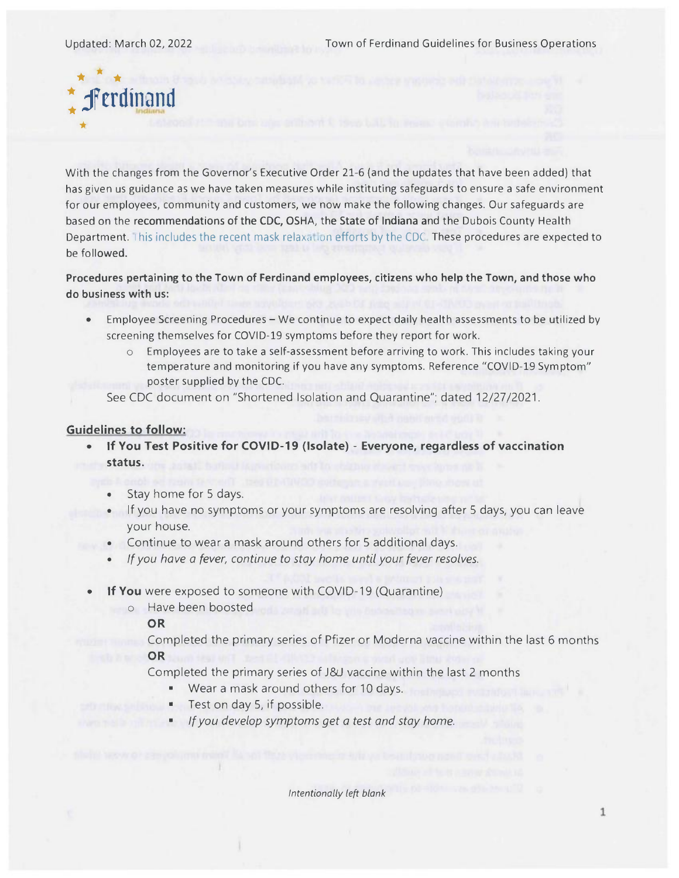With the changes from the Governor's Executive Order 21-6 (and the updates that have been added) that has given us guidance as we have taken measures while instituting safeguards to ensure a safe environment for our employees, community and customers, we now make the following changes. Our safeguards are based on the recommendations of the CDC, OSHA, the State of Indiana and the Dubois County Health Department. This includes the recent mask relaxation efforts by the CDC. These procedures are expected to be followed.

**Procedures pertaining to the Town of Ferdinand employees, citizens who help the Town, and those who do business with us:**

- Employee Screening Procedures – We continue to expect daily health assessments to be utilized by screening themselves for COVID-19 symptoms before they report for work.
  - Employees are to take a self-assessment before arriving to work. This includes taking your temperature and monitoring if you have any symptoms. Reference "COVID-19 Symptom" poster supplied by the CDC.

  See CDC document on "Shortened Isolation and Quarantine"; dated 12/27/2021.

**Guidelines to follow:**

- **If You Test Positive for COVID-19 (Isolate) - Everyone, regardless of vaccination status.**
  - Stay home for 5 days.
  - If you have no symptoms or your symptoms are resolving after 5 days, you can leave your house.
  - Continue to wear a mask around others for 5 additional days.
  - *If you have a fever, continue to stay home until your fever resolves.*

- **If You** were exposed to someone with COVID-19 (Quarantine)
  - Have been boosted

    **OR**

    Completed the primary series of Pfizer or Moderna vaccine within the last 6 months

    **OR**

    Completed the primary series of J&J vaccine within the last 2 months
    - Wear a mask around others for 10 days.
    - Test on day 5, if possible.
    - *If you develop symptoms get a test and stay home.*

*Intentionally left blank*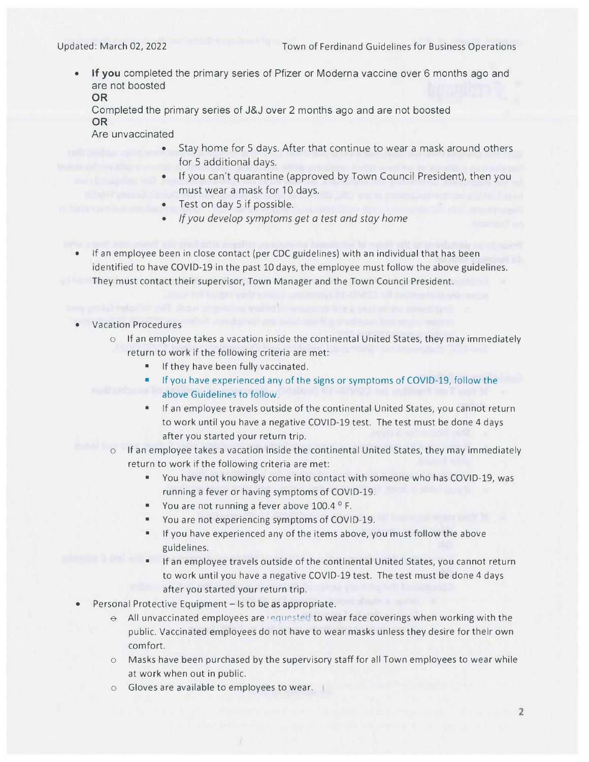- **If you** completed the primary series of Pfizer or Moderna vaccine over 6 months ago and are not boosted
  **OR**
  Completed the primary series of J&J over 2 months ago and are not boosted
  **OR**
  Are unvaccinated
    - Stay home for 5 days. After that continue to wear a mask around others for 5 additional days.
    - If you can't quarantine (approved by Town Council President), then you must wear a mask for 10 days.
    - Test on day 5 if possible.
    - *If you develop symptoms get a test and stay home*

- If an employee been in close contact (per CDC guidelines) with an individual that has been identified to have COVID-19 in the past 10 days, the employee must follow the above guidelines. They must contact their supervisor, Town Manager and the Town Council President.

- Vacation Procedures
    - If an employee takes a vacation inside the continental United States, they may immediately return to work if the following criteria are met:
        - If they have been fully vaccinated.
        - If you have experienced any of the signs or symptoms of COVID-19, follow the above Guidelines to follow.
        - If an employee travels outside of the continental United States, you cannot return to work until you have a negative COVID-19 test. The test must be done 4 days after you started your return trip.
    - If an employee takes a vacation inside the continental United States, they may immediately return to work if the following criteria are met:
        - You have not knowingly come into contact with someone who has COVID-19, was running a fever or having symptoms of COVID-19.
        - You are not running a fever above 100.4 ° F.
        - You are not experiencing symptoms of COVID-19.
        - If you have experienced any of the items above, you must follow the above guidelines.
        - If an employee travels outside of the continental United States, you cannot return to work until you have a negative COVID-19 test. The test must be done 4 days after you started your return trip.
- Personal Protective Equipment – Is to be as appropriate.
    - All unvaccinated employees are requested to wear face coverings when working with the public. Vaccinated employees do not have to wear masks unless they desire for their own comfort.
    - Masks have been purchased by the supervisory staff for all Town employees to wear while at work when out in public.
    - Gloves are available to employees to wear.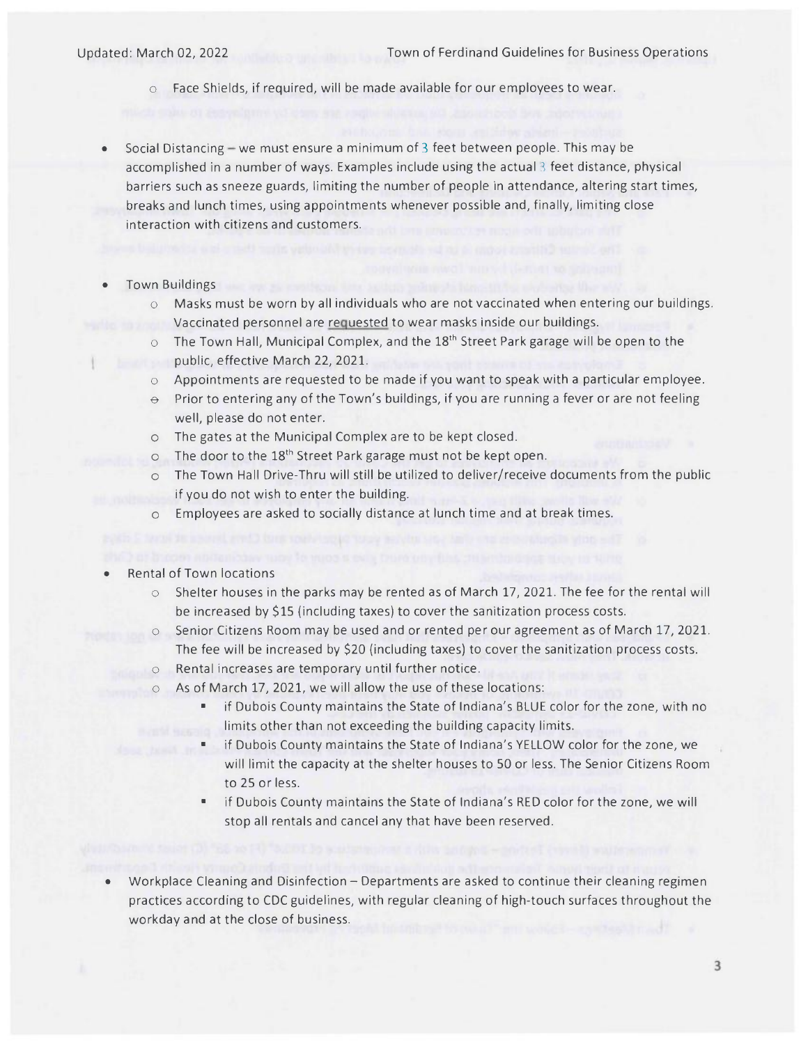- Face Shields, if required, will be made available for our employees to wear.

- Social Distancing – we must ensure a minimum of 3 feet between people. This may be accomplished in a number of ways. Examples include using the actual 3 feet distance, physical barriers such as sneeze guards, limiting the number of people in attendance, altering start times, breaks and lunch times, using appointments whenever possible and, finally, limiting close interaction with citizens and customers.

- Town Buildings
  - Masks must be worn by all individuals who are not vaccinated when entering our buildings.
  - Vaccinated personnel are requested to wear masks inside our buildings.
  - The Town Hall, Municipal Complex, and the 18th Street Park garage will be open to the public, effective March 22, 2021.
  - Appointments are requested to be made if you want to speak with a particular employee.
  - Prior to entering any of the Town's buildings, if you are running a fever or are not feeling well, please do not enter.
  - The gates at the Municipal Complex are to be kept closed.
  - The door to the 18th Street Park garage must not be kept open.
  - The Town Hall Drive-Thru will still be utilized to deliver/receive documents from the public if you do not wish to enter the building.
  - Employees are asked to socially distance at lunch time and at break times.

- Rental of Town locations
  - Shelter houses in the parks may be rented as of March 17, 2021. The fee for the rental will be increased by $15 (including taxes) to cover the sanitization process costs.
  - Senior Citizens Room may be used and or rented per our agreement as of March 17, 2021. The fee will be increased by $20 (including taxes) to cover the sanitization process costs.
  - Rental increases are temporary until further notice.
  - As of March 17, 2021, we will allow the use of these locations:
    - if Dubois County maintains the State of Indiana's BLUE color for the zone, with no limits other than not exceeding the building capacity limits.
    - if Dubois County maintains the State of Indiana's YELLOW color for the zone, we will limit the capacity at the shelter houses to 50 or less. The Senior Citizens Room to 25 or less.
    - if Dubois County maintains the State of Indiana's RED color for the zone, we will stop all rentals and cancel any that have been reserved.

- Workplace Cleaning and Disinfection – Departments are asked to continue their cleaning regimen practices according to CDC guidelines, with regular cleaning of high-touch surfaces throughout the workday and at the close of business.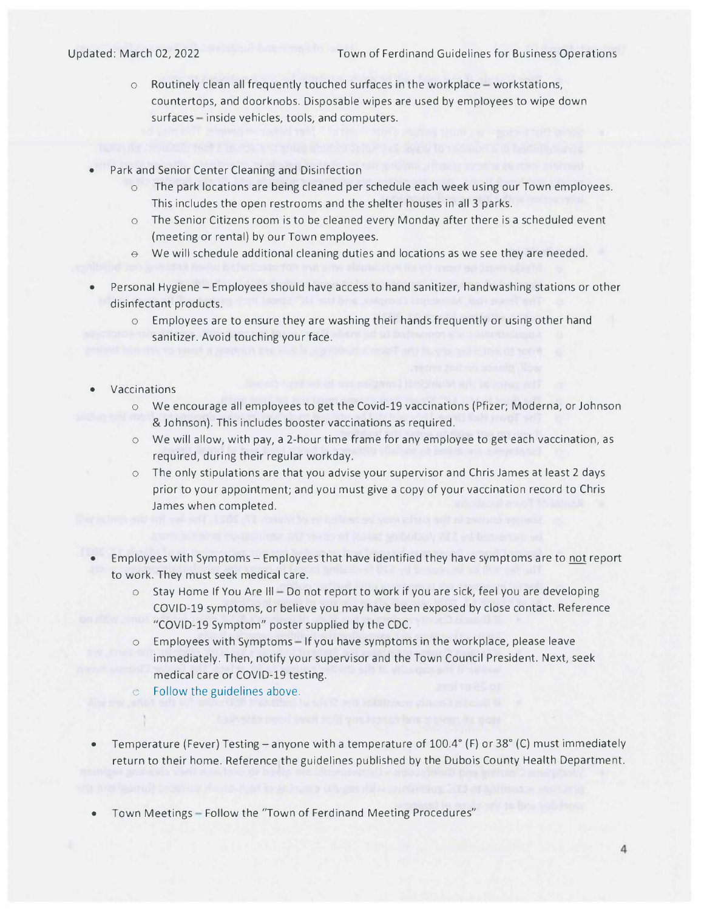- Routinely clean all frequently touched surfaces in the workplace – workstations, countertops, and doorknobs. Disposable wipes are used by employees to wipe down surfaces – inside vehicles, tools, and computers.

- Park and Senior Center Cleaning and Disinfection
  - The park locations are being cleaned per schedule each week using our Town employees. This includes the open restrooms and the shelter houses in all 3 parks.
  - The Senior Citizens room is to be cleaned every Monday after there is a scheduled event (meeting or rental) by our Town employees.
  - We will schedule additional cleaning duties and locations as we see they are needed.

- Personal Hygiene – Employees should have access to hand sanitizer, handwashing stations or other disinfectant products.
  - Employees are to ensure they are washing their hands frequently or using other hand sanitizer. Avoid touching your face.

- Vaccinations
  - We encourage all employees to get the Covid-19 vaccinations (Pfizer; Moderna, or Johnson & Johnson). This includes booster vaccinations as required.
  - We will allow, with pay, a 2-hour time frame for any employee to get each vaccination, as required, during their regular workday.
  - The only stipulations are that you advise your supervisor and Chris James at least 2 days prior to your appointment; and you must give a copy of your vaccination record to Chris James when completed.

- Employees with Symptoms – Employees that have identified they have symptoms are to not report to work. They must seek medical care.
  - Stay Home If You Are Ill – Do not report to work if you are sick, feel you are developing COVID-19 symptoms, or believe you may have been exposed by close contact. Reference "COVID-19 Symptom" poster supplied by the CDC.
  - Employees with Symptoms – If you have symptoms in the workplace, please leave immediately. Then, notify your supervisor and the Town Council President. Next, seek medical care or COVID-19 testing.
  - Follow the guidelines above.

- Temperature (Fever) Testing – anyone with a temperature of 100.4° (F) or 38° (C) must immediately return to their home. Reference the guidelines published by the Dubois County Health Department.

- Town Meetings – Follow the "Town of Ferdinand Meeting Procedures"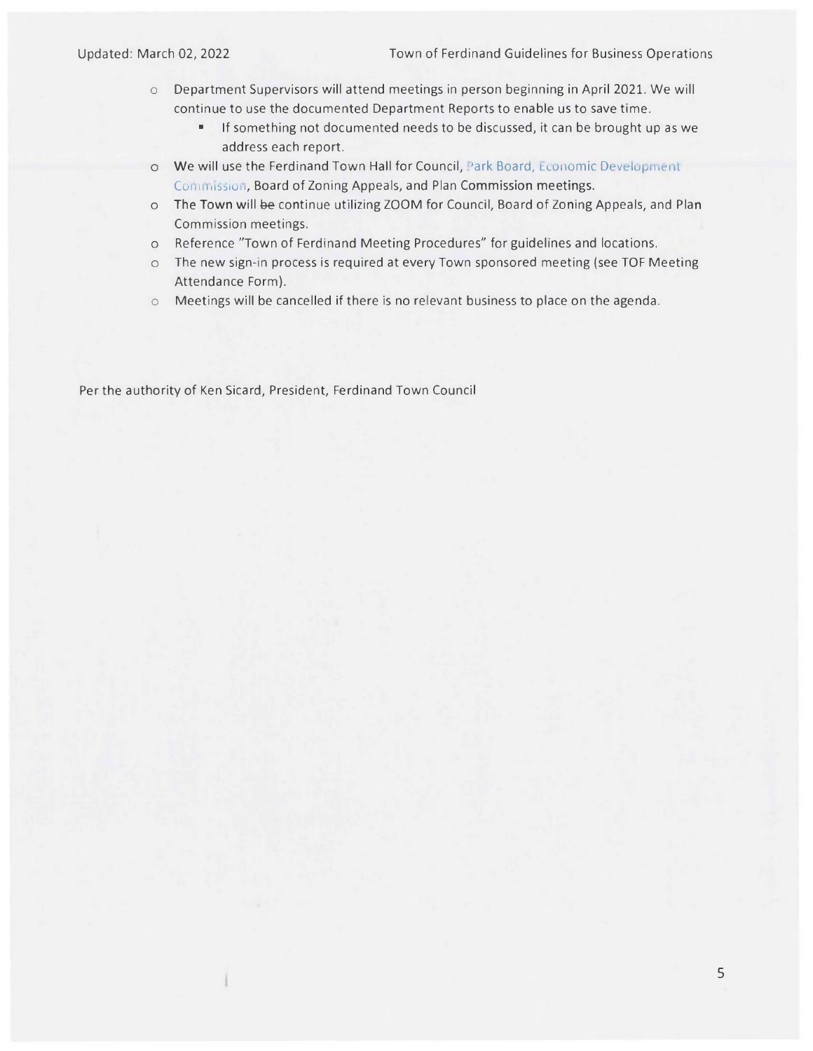- Department Supervisors will attend meetings in person beginning in April 2021. We will continue to use the documented Department Reports to enable us to save time.
  - If something not documented needs to be discussed, it can be brought up as we address each report.
- We will use the Ferdinand Town Hall for Council, Park Board, Economic Development Commission, Board of Zoning Appeals, and Plan Commission meetings.
- The Town will ~~be~~ continue utilizing ZOOM for Council, Board of Zoning Appeals, and Plan Commission meetings.
- Reference "Town of Ferdinand Meeting Procedures" for guidelines and locations.
- The new sign-in process is required at every Town sponsored meeting (see TOF Meeting Attendance Form).
- Meetings will be cancelled if there is no relevant business to place on the agenda.

Per the authority of Ken Sicard, President, Ferdinand Town Council